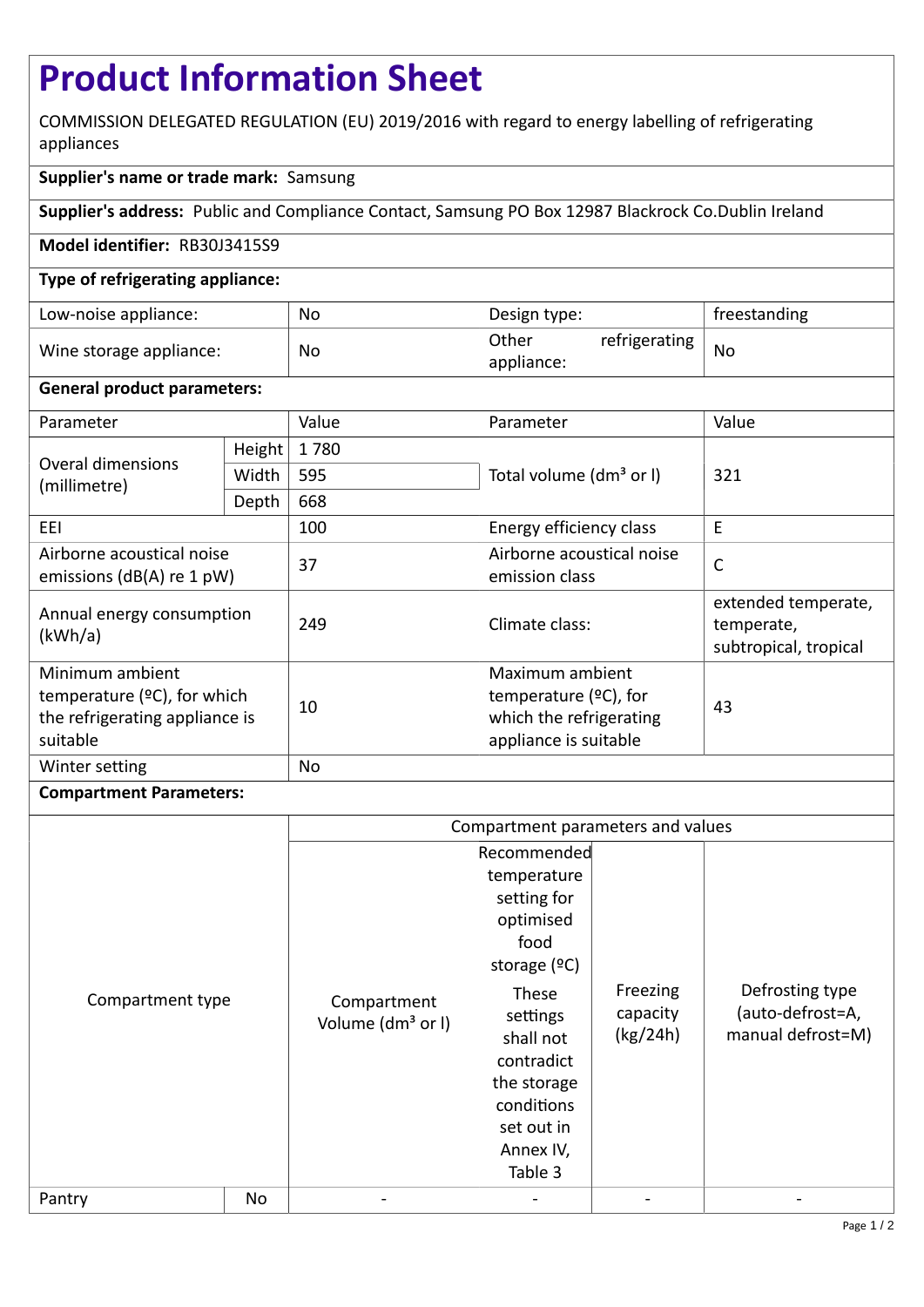# Product Information Sheet

COMMISSION DELEGATED REGULATION (EU) 2019/2016 with regard to energy labelling of refrigerating appliances

**Supplier's name or trade mark:** Samsung

**Supplier's address:** Public and Compliance Contact, Samsung PO Box 12987 Blackrock Co.Dublin Ireland

**Model identifier:** RB30J3415S9

**Type of refrigerating appliance:**

| | | | |
|---|---|---|---|
| Low-noise appliance: | No | Design type: | freestanding |
| Wine storage appliance: | No | Other refrigerating appliance: | No |

**General product parameters:**

| Parameter | | Value | Parameter | Value |
|---|---|---|---|---|
| Overal dimensions (millimetre) | Height | 1 780 | Total volume (dm³ or l) | 321 |
| | Width | 595 | | |
| | Depth | 668 | | |
| EEI | | 100 | Energy efficiency class | E |
| Airborne acoustical noise emissions (dB(A) re 1 pW) | | 37 | Airborne acoustical noise emission class | C |
| Annual energy consumption (kWh/a) | | 249 | Climate class: | extended temperate, temperate, subtropical, tropical |
| Minimum ambient temperature (ºC), for which the refrigerating appliance is suitable | | 10 | Maximum ambient temperature (ºC), for which the refrigerating appliance is suitable | 43 |
| Winter setting | | No | | |

**Compartment Parameters:**

| Compartment type | | Compartment parameters and values | | | |
|---|---|---|---|---|---|
| | | Compartment Volume (dm³ or l) | Recommended temperature setting for optimised food storage (ºC) These settings shall not contradict the storage conditions set out in Annex IV, Table 3 | Freezing capacity (kg/24h) | Defrosting type (auto-defrost=A, manual defrost=M) |
| Pantry | No | - | - | - | - |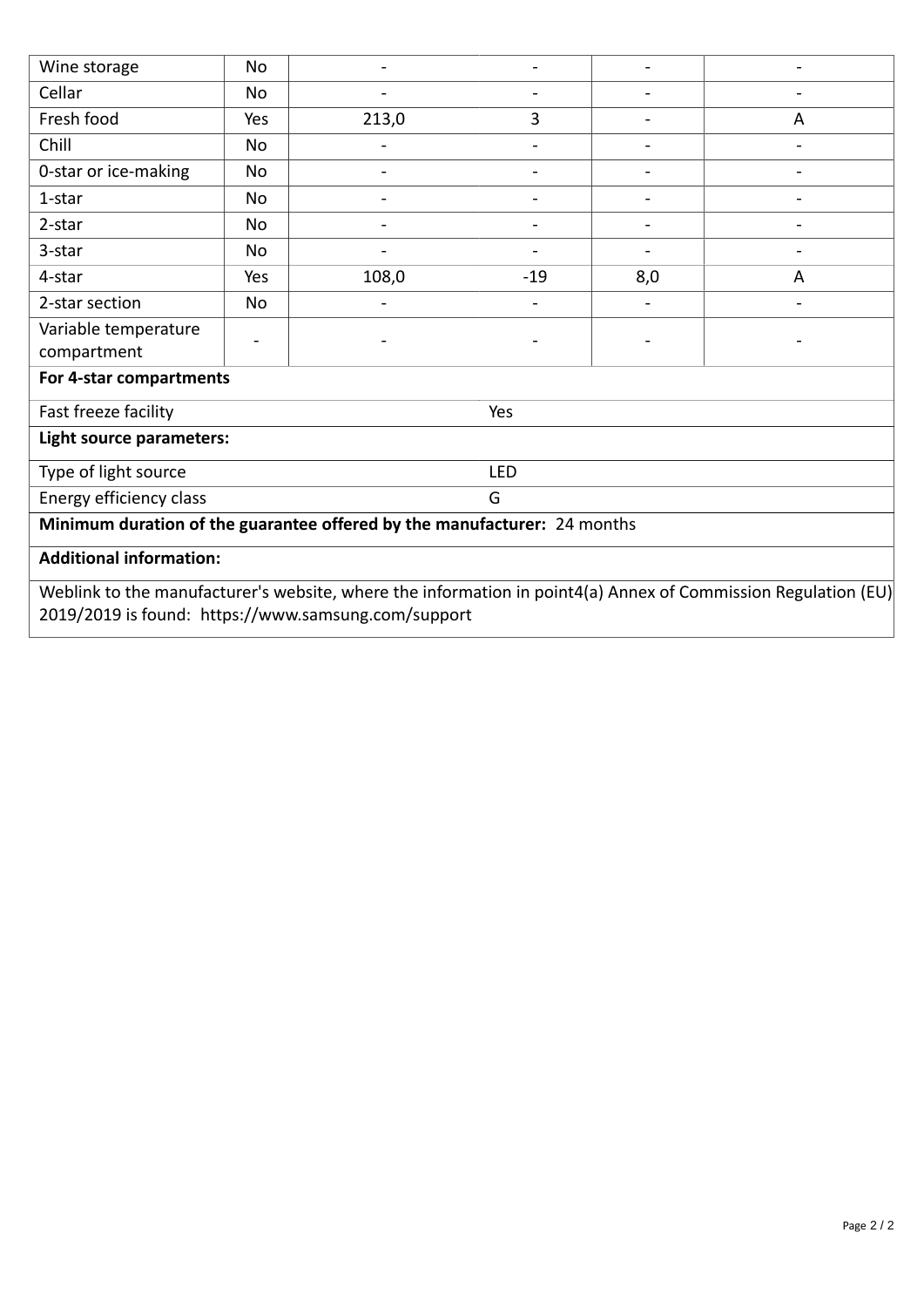| | | | | | |
|---|---|---|---|---|---|
| Wine storage | No | - | - | - | - |
| Cellar | No | - | - | - | - |
| Fresh food | Yes | 213,0 | 3 | - | A |
| Chill | No | - | - | - | - |
| 0-star or ice-making | No | - | - | - | - |
| 1-star | No | - | - | - | - |
| 2-star | No | - | - | - | - |
| 3-star | No | - | - | - | - |
| 4-star | Yes | 108,0 | -19 | 8,0 | A |
| 2-star section | No | - | - | - | - |
| Variable temperature compartment | - | - | - | - | - |

| | |
|---|---|
| **For 4-star compartments** | |
| Fast freeze facility | Yes |
| **Light source parameters:** | |
| Type of light source | LED |
| Energy efficiency class | G |

**Minimum duration of the guarantee offered by the manufacturer:** 24 months

**Additional information:**

Weblink to the manufacturer's website, where the information in point4(a) Annex of Commission Regulation (EU) 2019/2019 is found: https://www.samsung.com/support